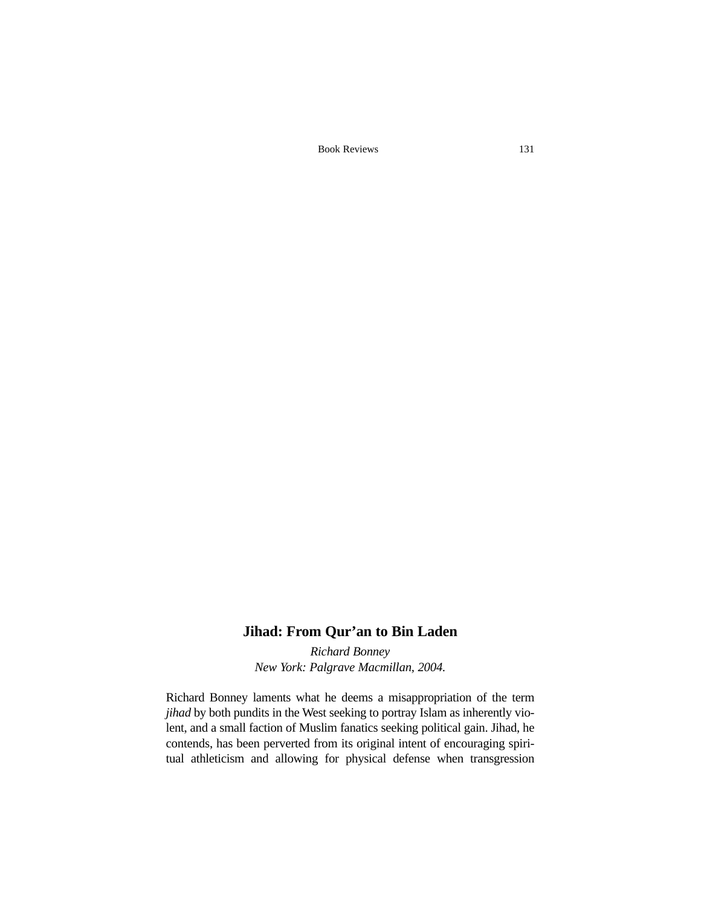## Jihad: From Qur'an to Bin Laden

*Richard Bonney*
*New York: Palgrave Macmillan, 2004.*

Richard Bonney laments what he deems a misappropriation of the term *jihad* by both pundits in the West seeking to portray Islam as inherently violent, and a small faction of Muslim fanatics seeking political gain. Jihad, he contends, has been perverted from its original intent of encouraging spiritual athleticism and allowing for physical defense when transgression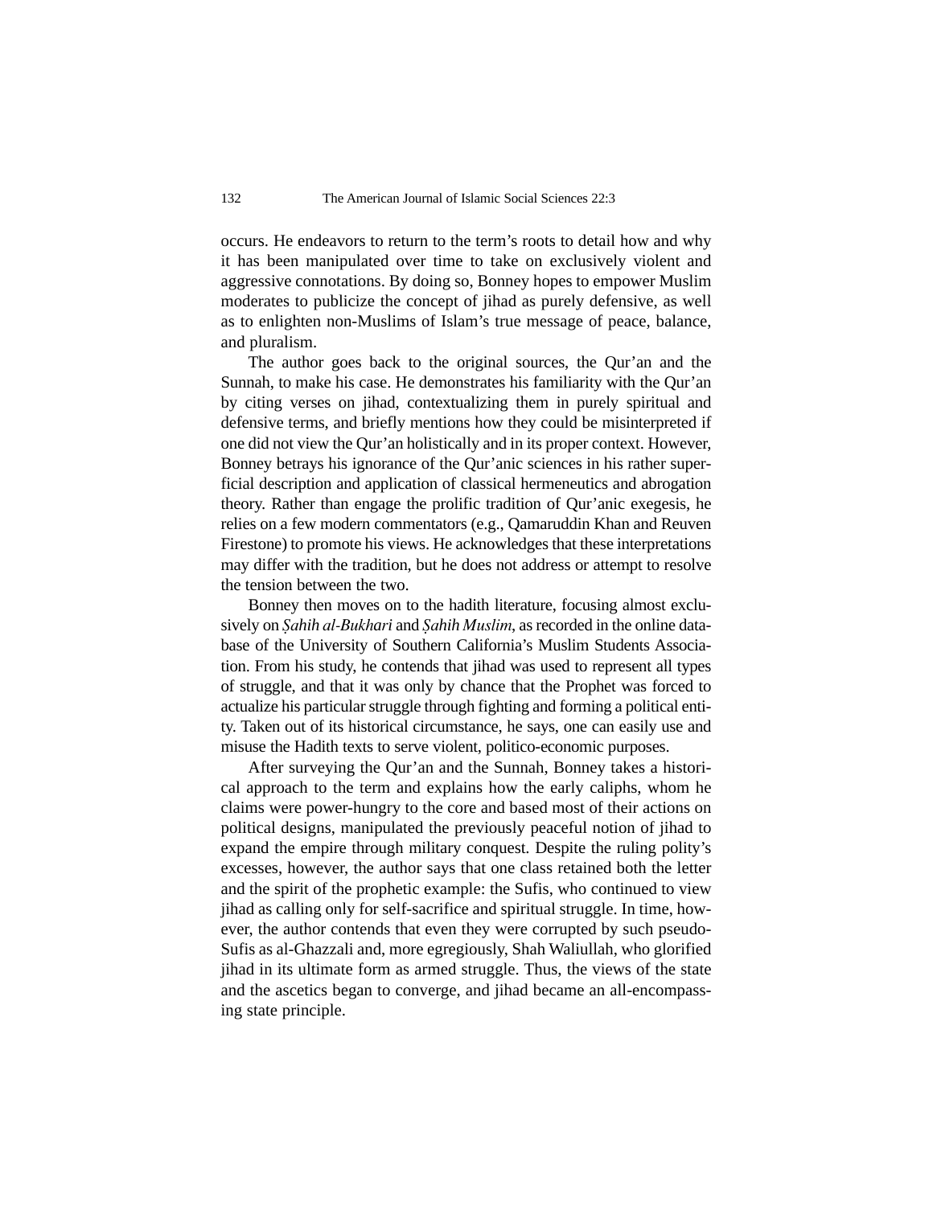occurs. He endeavors to return to the term's roots to detail how and why it has been manipulated over time to take on exclusively violent and aggressive connotations. By doing so, Bonney hopes to empower Muslim moderates to publicize the concept of jihad as purely defensive, as well as to enlighten non-Muslims of Islam's true message of peace, balance, and pluralism.

The author goes back to the original sources, the Qur'an and the Sunnah, to make his case. He demonstrates his familiarity with the Qur'an by citing verses on jihad, contextualizing them in purely spiritual and defensive terms, and briefly mentions how they could be misinterpreted if one did not view the Qur'an holistically and in its proper context. However, Bonney betrays his ignorance of the Qur'anic sciences in his rather superficial description and application of classical hermeneutics and abrogation theory. Rather than engage the prolific tradition of Qur'anic exegesis, he relies on a few modern commentators (e.g., Qamaruddin Khan and Reuven Firestone) to promote his views. He acknowledges that these interpretations may differ with the tradition, but he does not address or attempt to resolve the tension between the two.

Bonney then moves on to the hadith literature, focusing almost exclusively on *Ṣahih al-Bukhari* and *Ṣahih Muslim*, as recorded in the online database of the University of Southern California's Muslim Students Association. From his study, he contends that jihad was used to represent all types of struggle, and that it was only by chance that the Prophet was forced to actualize his particular struggle through fighting and forming a political entity. Taken out of its historical circumstance, he says, one can easily use and misuse the Hadith texts to serve violent, politico-economic purposes.

After surveying the Qur'an and the Sunnah, Bonney takes a historical approach to the term and explains how the early caliphs, whom he claims were power-hungry to the core and based most of their actions on political designs, manipulated the previously peaceful notion of jihad to expand the empire through military conquest. Despite the ruling polity's excesses, however, the author says that one class retained both the letter and the spirit of the prophetic example: the Sufis, who continued to view jihad as calling only for self-sacrifice and spiritual struggle. In time, however, the author contends that even they were corrupted by such pseudo-Sufis as al-Ghazzali and, more egregiously, Shah Waliullah, who glorified jihad in its ultimate form as armed struggle. Thus, the views of the state and the ascetics began to converge, and jihad became an all-encompassing state principle.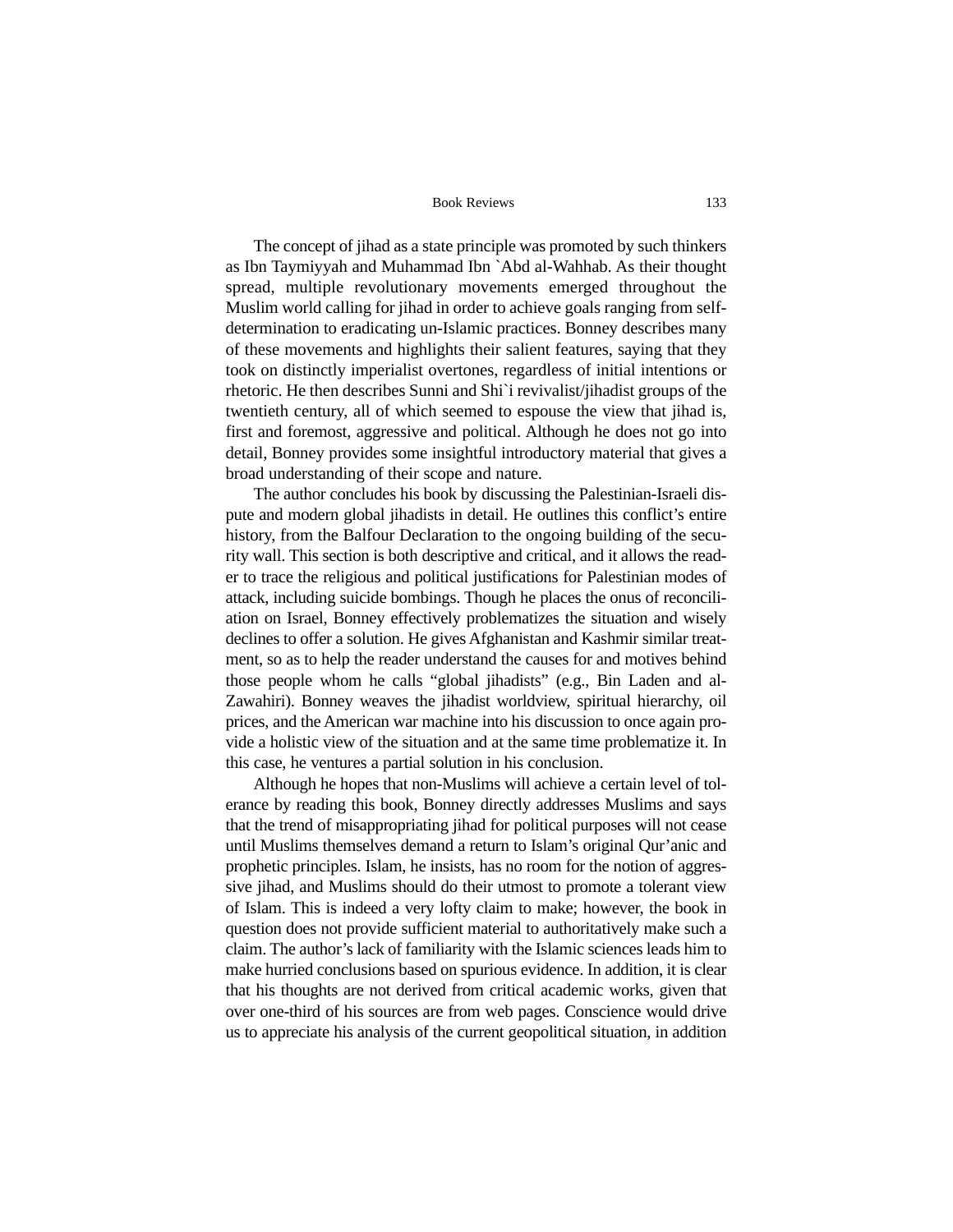The concept of jihad as a state principle was promoted by such thinkers as Ibn Taymiyyah and Muhammad Ibn `Abd al-Wahhab. As their thought spread, multiple revolutionary movements emerged throughout the Muslim world calling for jihad in order to achieve goals ranging from self-determination to eradicating un-Islamic practices. Bonney describes many of these movements and highlights their salient features, saying that they took on distinctly imperialist overtones, regardless of initial intentions or rhetoric. He then describes Sunni and Shi`i revivalist/jihadist groups of the twentieth century, all of which seemed to espouse the view that jihad is, first and foremost, aggressive and political. Although he does not go into detail, Bonney provides some insightful introductory material that gives a broad understanding of their scope and nature.

The author concludes his book by discussing the Palestinian-Israeli dispute and modern global jihadists in detail. He outlines this conflict's entire history, from the Balfour Declaration to the ongoing building of the security wall. This section is both descriptive and critical, and it allows the reader to trace the religious and political justifications for Palestinian modes of attack, including suicide bombings. Though he places the onus of reconciliation on Israel, Bonney effectively problematizes the situation and wisely declines to offer a solution. He gives Afghanistan and Kashmir similar treatment, so as to help the reader understand the causes for and motives behind those people whom he calls "global jihadists" (e.g., Bin Laden and al-Zawahiri). Bonney weaves the jihadist worldview, spiritual hierarchy, oil prices, and the American war machine into his discussion to once again provide a holistic view of the situation and at the same time problematize it. In this case, he ventures a partial solution in his conclusion.

Although he hopes that non-Muslims will achieve a certain level of tolerance by reading this book, Bonney directly addresses Muslims and says that the trend of misappropriating jihad for political purposes will not cease until Muslims themselves demand a return to Islam's original Qur'anic and prophetic principles. Islam, he insists, has no room for the notion of aggressive jihad, and Muslims should do their utmost to promote a tolerant view of Islam. This is indeed a very lofty claim to make; however, the book in question does not provide sufficient material to authoritatively make such a claim. The author's lack of familiarity with the Islamic sciences leads him to make hurried conclusions based on spurious evidence. In addition, it is clear that his thoughts are not derived from critical academic works, given that over one-third of his sources are from web pages. Conscience would drive us to appreciate his analysis of the current geopolitical situation, in addition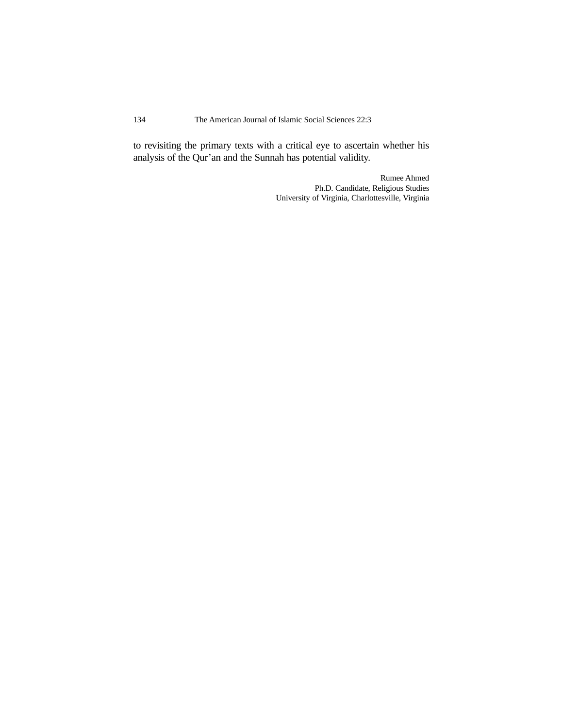to revisiting the primary texts with a critical eye to ascertain whether his analysis of the Qur'an and the Sunnah has potential validity.

Rumee Ahmed  
Ph.D. Candidate, Religious Studies  
University of Virginia, Charlottesville, Virginia